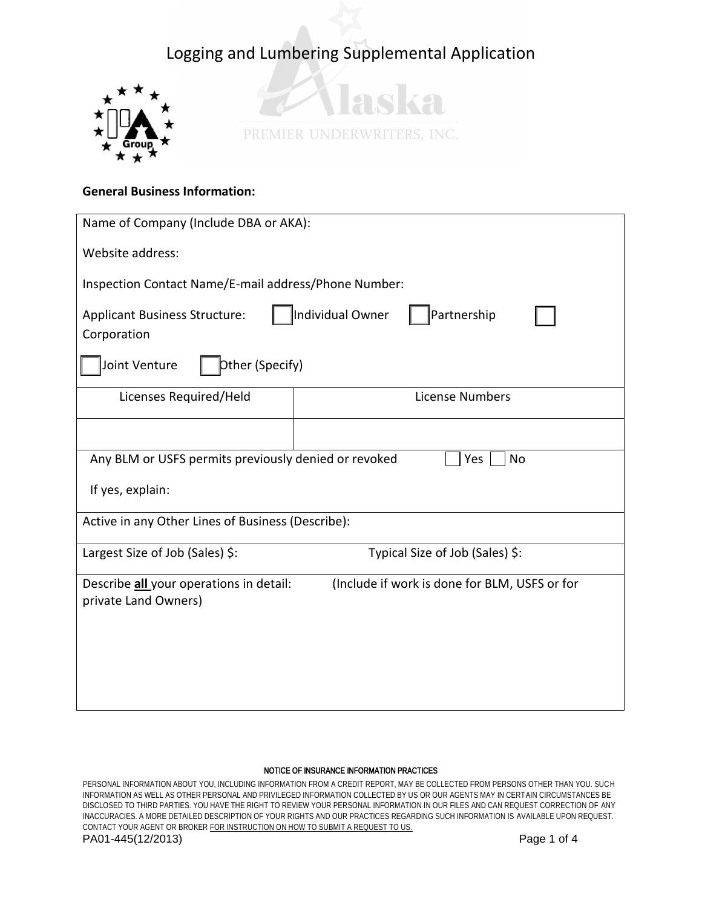# Logging and Lumbering Supplemental Application

PREMIER UNDERWRITERS, INC.

**General Business Information:**

Name of Company (Include DBA or AKA):

Website address:

Inspection Contact Name/E-mail address/Phone Number:

Applicant Business Structure: ☐ Individual Owner ☐ Partnership ☐ Corporation

☐ Joint Venture ☐ Other (Specify)

| Licenses Required/Held | License Numbers |
| --- | --- |
| | |

Any BLM or USFS permits previously denied or revoked ☐ Yes ☐ No

If yes, explain:

Active in any Other Lines of Business (Describe):

Largest Size of Job (Sales) $: Typical Size of Job (Sales) $:

Describe **all** your operations in detail: (Include if work is done for BLM, USFS or for private Land Owners)

NOTICE OF INSURANCE INFORMATION PRACTICES

PERSONAL INFORMATION ABOUT YOU, INCLUDING INFORMATION FROM A CREDIT REPORT, MAY BE COLLECTED FROM PERSONS OTHER THAN YOU. SUCH INFORMATION AS WELL AS OTHER PERSONAL AND PRIVILEGED INFORMATION COLLECTED BY US OR OUR AGENTS MAY IN CERTAIN CIRCUMSTANCES BE DISCLOSED TO THIRD PARTIES. YOU HAVE THE RIGHT TO REVIEW YOUR PERSONAL INFORMATION IN OUR FILES AND CAN REQUEST CORRECTION OF ANY INACCURACIES. A MORE DETAILED DESCRIPTION OF YOUR RIGHTS AND OUR PRACTICES REGARDING SUCH INFORMATION IS AVAILABLE UPON REQUEST. CONTACT YOUR AGENT OR BROKER FOR INSTRUCTION ON HOW TO SUBMIT A REQUEST TO US.

PA01-445(12/2013)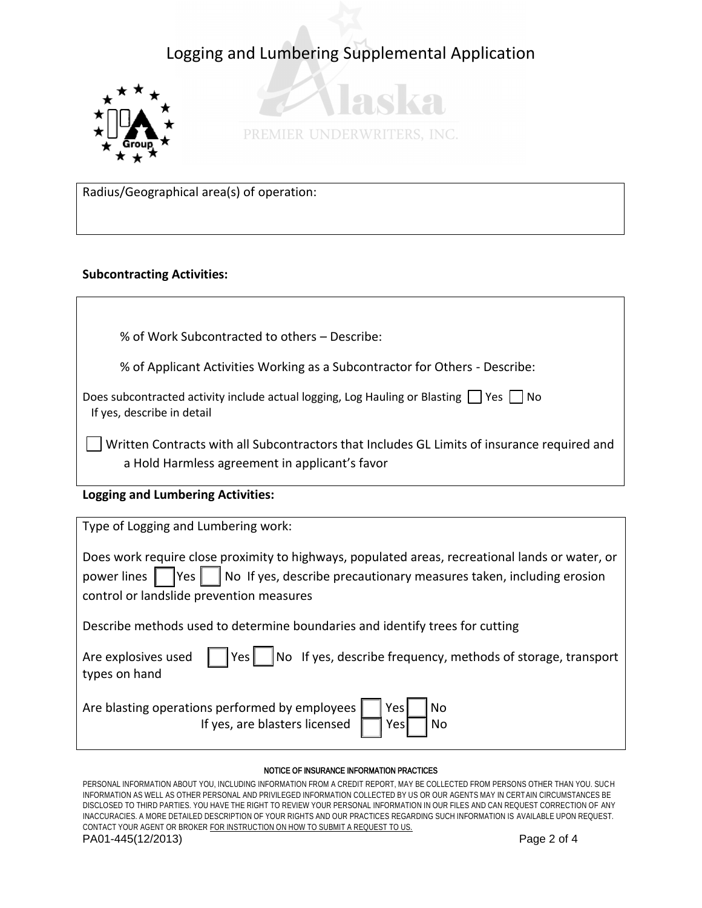# Logging and Lumbering Supplemental Application

Radius/Geographical area(s) of operation:

**Subcontracting Activities:**

% of Work Subcontracted to others – Describe:

% of Applicant Activities Working as a Subcontractor for Others - Describe:

Does subcontracted activity include actual logging, Log Hauling or Blasting ☐ Yes ☐ No
If yes, describe in detail

☐ Written Contracts with all Subcontractors that Includes GL Limits of insurance required and a Hold Harmless agreement in applicant's favor

**Logging and Lumbering Activities:**

Type of Logging and Lumbering work:

Does work require close proximity to highways, populated areas, recreational lands or water, or power lines ☐ Yes ☐ No If yes, describe precautionary measures taken, including erosion control or landslide prevention measures

Describe methods used to determine boundaries and identify trees for cutting

Are explosives used ☐ Yes ☐ No If yes, describe frequency, methods of storage, transport types on hand

Are blasting operations performed by employees ☐ Yes ☐ No
If yes, are blasters licensed ☐ Yes ☐ No

**NOTICE OF INSURANCE INFORMATION PRACTICES**

PERSONAL INFORMATION ABOUT YOU, INCLUDING INFORMATION FROM A CREDIT REPORT, MAY BE COLLECTED FROM PERSONS OTHER THAN YOU. SUCH INFORMATION AS WELL AS OTHER PERSONAL AND PRIVILEGED INFORMATION COLLECTED BY US OR OUR AGENTS MAY IN CERTAIN CIRCUMSTANCES BE DISCLOSED TO THIRD PARTIES. YOU HAVE THE RIGHT TO REVIEW YOUR PERSONAL INFORMATION IN OUR FILES AND CAN REQUEST CORRECTION OF ANY INACCURACIES. A MORE DETAILED DESCRIPTION OF YOUR RIGHTS AND OUR PRACTICES REGARDING SUCH INFORMATION IS AVAILABLE UPON REQUEST. CONTACT YOUR AGENT OR BROKER FOR INSTRUCTION ON HOW TO SUBMIT A REQUEST TO US.

PA01-445(12/2013)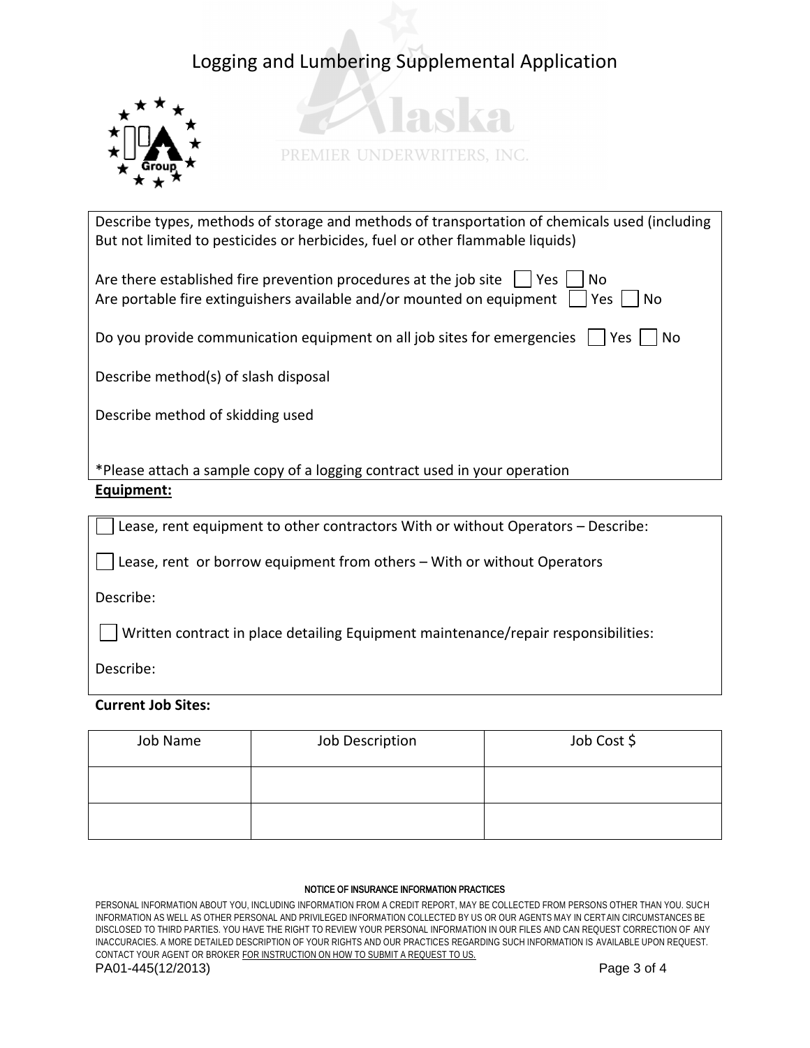# Logging and Lumbering Supplemental Application

PREMIER UNDERWRITERS, INC.

Describe types, methods of storage and methods of transportation of chemicals used (including But not limited to pesticides or herbicides, fuel or other flammable liquids)

Are there established fire prevention procedures at the job site ☐ Yes ☐ No
Are portable fire extinguishers available and/or mounted on equipment ☐ Yes ☐ No

Do you provide communication equipment on all job sites for emergencies ☐ Yes ☐ No

Describe method(s) of slash disposal

Describe method of skidding used

*Please attach a sample copy of a logging contract used in your operation

**Equipment:**

☐ Lease, rent equipment to other contractors With or without Operators – Describe:

☐ Lease, rent or borrow equipment from others – With or without Operators

Describe:

☐ Written contract in place detailing Equipment maintenance/repair responsibilities:

Describe:

**Current Job Sites:**

| Job Name | Job Description | Job Cost $ |
|---|---|---|
| | | |
| | | |

NOTICE OF INSURANCE INFORMATION PRACTICES

PERSONAL INFORMATION ABOUT YOU, INCLUDING INFORMATION FROM A CREDIT REPORT, MAY BE COLLECTED FROM PERSONS OTHER THAN YOU. SUCH INFORMATION AS WELL AS OTHER PERSONAL AND PRIVILEGED INFORMATION COLLECTED BY US OR OUR AGENTS MAY IN CERTAIN CIRCUMSTANCES BE DISCLOSED TO THIRD PARTIES. YOU HAVE THE RIGHT TO REVIEW YOUR PERSONAL INFORMATION IN OUR FILES AND CAN REQUEST CORRECTION OF ANY INACCURACIES. A MORE DETAILED DESCRIPTION OF YOUR RIGHTS AND OUR PRACTICES REGARDING SUCH INFORMATION IS AVAILABLE UPON REQUEST. CONTACT YOUR AGENT OR BROKER FOR INSTRUCTION ON HOW TO SUBMIT A REQUEST TO US.

PA01-445(12/2013)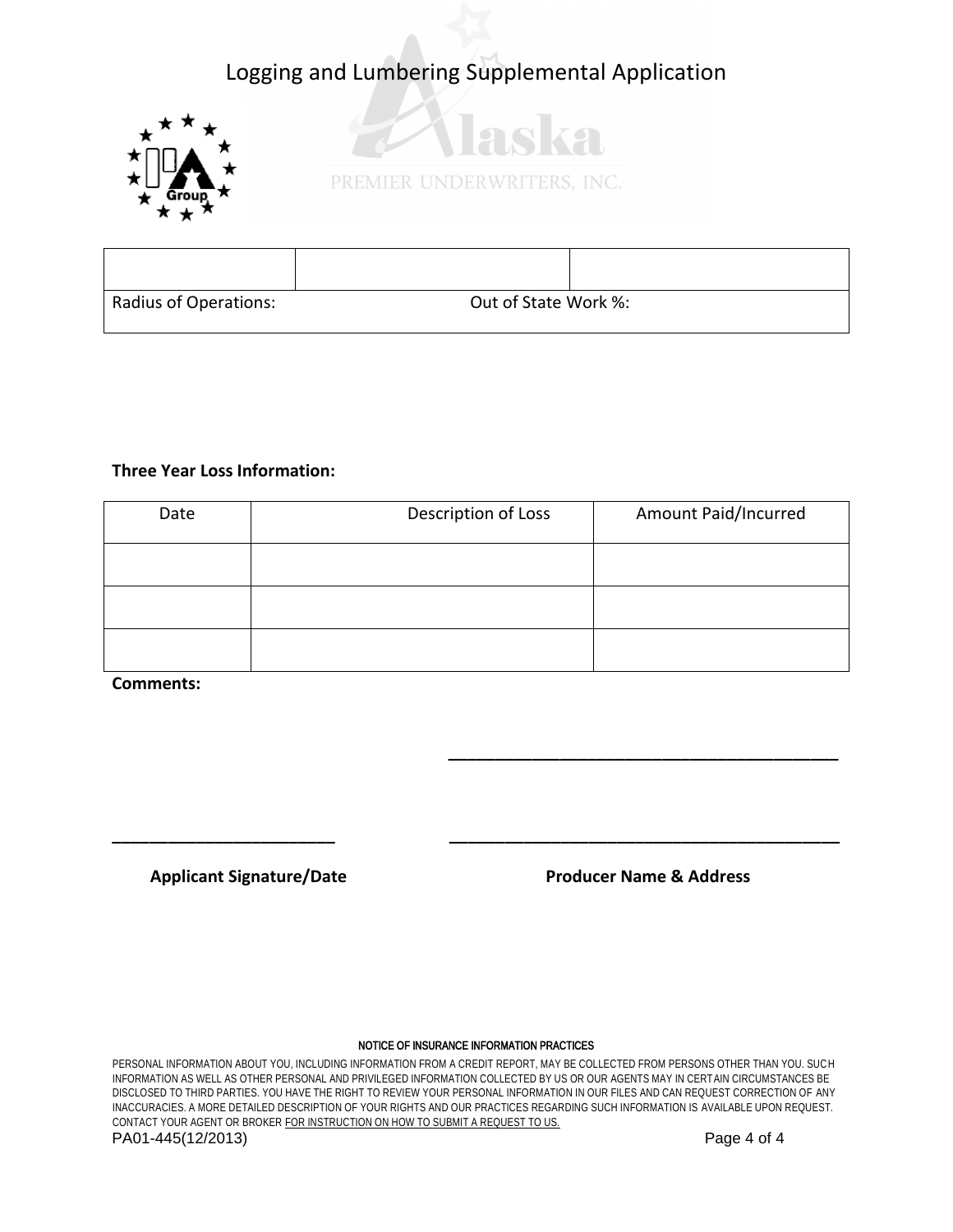# Logging and Lumbering Supplemental Application

ALASKA PREMIER UNDERWRITERS, INC.

| | | |
|---|---|---|
| | | |
| Radius of Operations: | Out of State Work %: | |

**Three Year Loss Information:**

| Date | Description of Loss | Amount Paid/Incurred |
|---|---|---|
| | | |
| | | |
| | | |

**Comments:**

\_\_\_\_\_\_\_\_\_\_\_\_\_\_\_\_\_\_\_\_\_\_\_\_\_\_\_\_\_\_\_\_\_\_\_\_\_\_\_\_

\_\_\_\_\_\_\_\_\_\_\_\_\_\_\_\_\_\_\_\_\_\_\_\_ \_\_\_\_\_\_\_\_\_\_\_\_\_\_\_\_\_\_\_\_\_\_\_\_\_\_\_\_\_\_\_\_\_\_\_\_\_\_\_\_

**Applicant Signature/Date** **Producer Name & Address**

NOTICE OF INSURANCE INFORMATION PRACTICES

PERSONAL INFORMATION ABOUT YOU, INCLUDING INFORMATION FROM A CREDIT REPORT, MAY BE COLLECTED FROM PERSONS OTHER THAN YOU. SUCH INFORMATION AS WELL AS OTHER PERSONAL AND PRIVILEGED INFORMATION COLLECTED BY US OR OUR AGENTS MAY IN CERTAIN CIRCUMSTANCES BE DISCLOSED TO THIRD PARTIES. YOU HAVE THE RIGHT TO REVIEW YOUR PERSONAL INFORMATION IN OUR FILES AND CAN REQUEST CORRECTION OF ANY INACCURACIES. A MORE DETAILED DESCRIPTION OF YOUR RIGHTS AND OUR PRACTICES REGARDING SUCH INFORMATION IS AVAILABLE UPON REQUEST. CONTACT YOUR AGENT OR BROKER FOR INSTRUCTION ON HOW TO SUBMIT A REQUEST TO US.

PA01-445(12/2013)